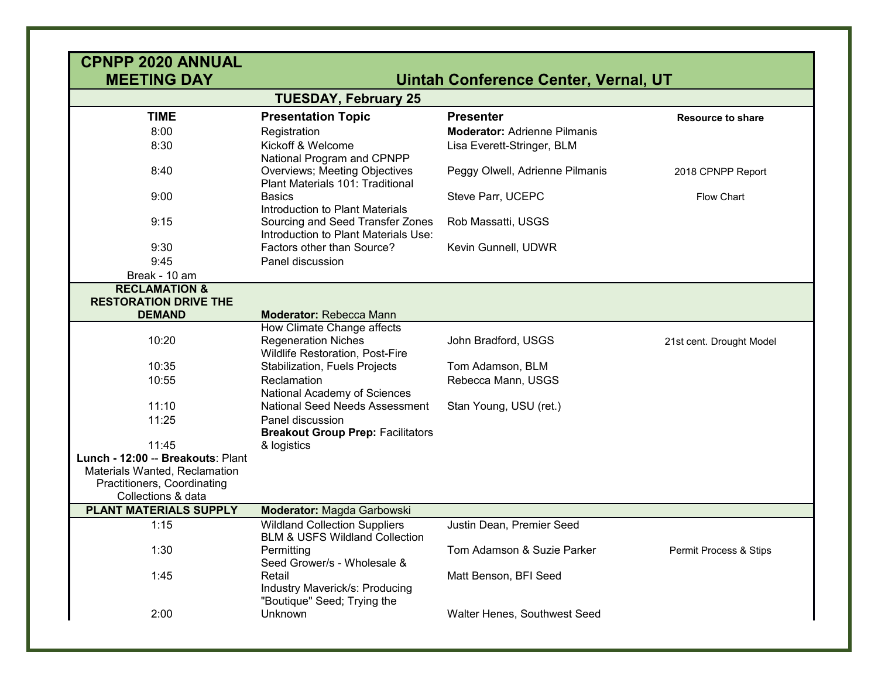# CPNPP 2020 ANNUAL MEETING DAY

## Uintah Conference Center, Vernal, UT

### TUESDAY, February 25

| TIME | Presentation Topic | Presenter | Resource to share |
|---|---|---|---|
| 8:00 | Registration | **Moderator:** Adrienne Pilmanis | |
| 8:30 | Kickoff & Welcome | Lisa Everett-Stringer, BLM | |
| 8:40 | National Program and CPNPP Overviews; Meeting Objectives | Peggy Olwell, Adrienne Pilmanis | 2018 CPNPP Report |
| 9:00 | Plant Materials 101: Traditional Basics | Steve Parr, UCEPC | Flow Chart |
| 9:15 | Introduction to Plant Materials Sourcing and Seed Transfer Zones | Rob Massatti, USGS | |
| 9:30 | Introduction to Plant Materials Use: Factors other than Source? | Kevin Gunnell, UDWR | |
| 9:45 | Panel discussion | | |
| Break - 10 am | | | |
| **RECLAMATION & RESTORATION DRIVE THE DEMAND** | **Moderator:** Rebecca Mann | | |
| 10:20 | How Climate Change affects Regeneration Niches | John Bradford, USGS | 21st cent. Drought Model |
| 10:35 | Wildlife Restoration, Post-Fire Stabilization, Fuels Projects | Tom Adamson, BLM | |
| 10:55 | Reclamation | Rebecca Mann, USGS | |
| 11:10 | National Academy of Sciences National Seed Needs Assessment | Stan Young, USU (ret.) | |
| 11:25 | Panel discussion | | |
| 11:45 | **Breakout Group Prep:** Facilitators & logistics | | |
| **Lunch - 12:00** -- **Breakouts**: Plant Materials Wanted, Reclamation Practitioners, Coordinating Collections & data | | | |
| **PLANT MATERIALS SUPPLY** | **Moderator:** Magda Garbowski | | |
| 1:15 | Wildland Collection Suppliers | Justin Dean, Premier Seed | |
| 1:30 | BLM & USFS Wildland Collection Permitting | Tom Adamson & Suzie Parker | Permit Process & Stips |
| 1:45 | Seed Grower/s - Wholesale & Retail | Matt Benson, BFI Seed | |
| 2:00 | Industry Maverick/s: Producing "Boutique" Seed; Trying the Unknown | Walter Henes, Southwest Seed | |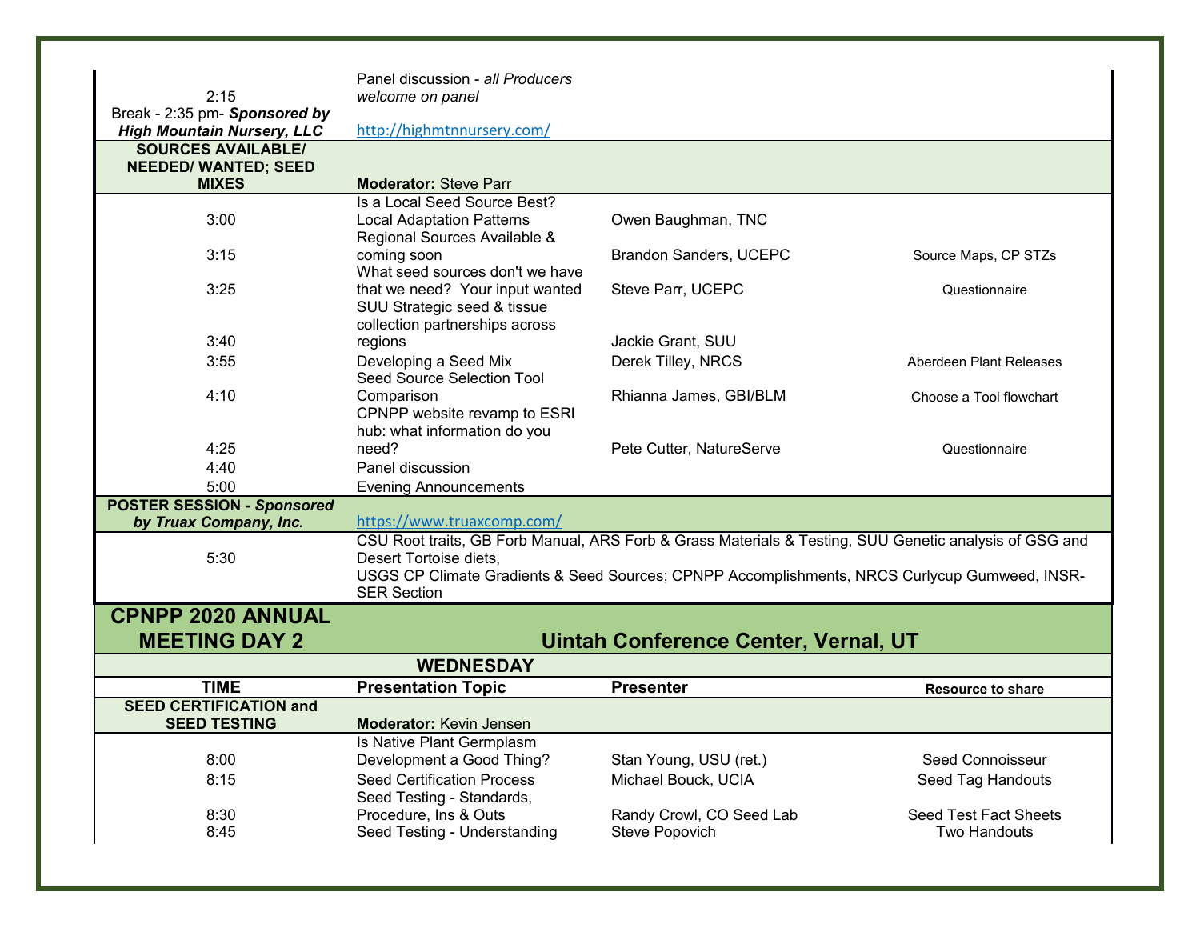| | | | |
|---|---|---|---|
| 2:15 | Panel discussion - *all Producers welcome on panel* | | |
| Break - 2:35 pm- ***Sponsored by High Mountain Nursery, LLC*** | http://highmtnnursery.com/ | | |
| **SOURCES AVAILABLE/ NEEDED/ WANTED; SEED MIXES** | **Moderator:** Steve Parr | | |
| 3:00 | Is a Local Seed Source Best? Local Adaptation Patterns | Owen Baughman, TNC | |
| 3:15 | Regional Sources Available & coming soon | Brandon Sanders, UCEPC | Source Maps, CP STZs |
| 3:25 | What seed sources don't we have that we need? Your input wanted | Steve Parr, UCEPC | Questionnaire |
| 3:40 | SUU Strategic seed & tissue collection partnerships across regions | Jackie Grant, SUU | |
| 3:55 | Developing a Seed Mix | Derek Tilley, NRCS | Aberdeen Plant Releases |
| 4:10 | Seed Source Selection Tool Comparison | Rhianna James, GBI/BLM | Choose a Tool flowchart |
| 4:25 | CPNPP website revamp to ESRI hub: what information do you need? | Pete Cutter, NatureServe | Questionnaire |
| 4:40 | Panel discussion | | |
| 5:00 | Evening Announcements | | |
| **POSTER SESSION - *Sponsored by Truax Company, Inc.*** | https://www.truaxcomp.com/ | | |
| 5:30 | CSU Root traits, GB Forb Manual, ARS Forb & Grass Materials & Testing, SUU Genetic analysis of GSG and Desert Tortoise diets, USGS CP Climate Gradients & Seed Sources; CPNPP Accomplishments, NRCS Curlycup Gumweed, INSR-SER Section | | |

## CPNPP 2020 ANNUAL MEETING DAY 2 — Uintah Conference Center, Vernal, UT

### WEDNESDAY

| TIME | Presentation Topic | Presenter | Resource to share |
|---|---|---|---|
| **SEED CERTIFICATION and SEED TESTING** | **Moderator:** Kevin Jensen | | |
| 8:00 | Is Native Plant Germplasm Development a Good Thing? | Stan Young, USU (ret.) | Seed Connoisseur |
| 8:15 | Seed Certification Process | Michael Bouck, UCIA | Seed Tag Handouts |
| 8:30 | Seed Testing - Standards, Procedure, Ins & Outs | Randy Crowl, CO Seed Lab | Seed Test Fact Sheets |
| 8:45 | Seed Testing - Understanding | Steve Popovich | Two Handouts |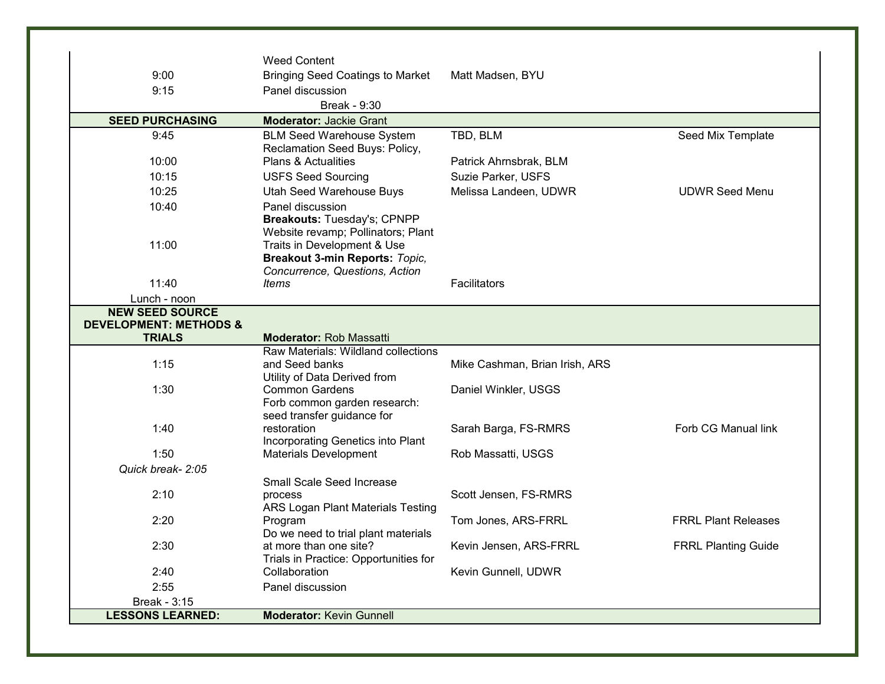| | | | |
|---|---|---|---|
| | Weed Content | | |
| 9:00 | Bringing Seed Coatings to Market | Matt Madsen, BYU | |
| 9:15 | Panel discussion | | |
| | Break - 9:30 | | |
| **SEED PURCHASING** | **Moderator:** Jackie Grant | | |
| 9:45 | BLM Seed Warehouse System | TBD, BLM | Seed Mix Template |
| 10:00 | Reclamation Seed Buys: Policy, Plans & Actualities | Patrick Ahrnsbrak, BLM | |
| 10:15 | USFS Seed Sourcing | Suzie Parker, USFS | |
| 10:25 | Utah Seed Warehouse Buys | Melissa Landeen, UDWR | UDWR Seed Menu |
| 10:40 | Panel discussion | | |
| 11:00 | **Breakouts:** Tuesday's; CPNPP Website revamp; Pollinators; Plant Traits in Development & Use | | |
| 11:40 | **Breakout 3-min Reports:** *Topic, Concurrence, Questions, Action Items* | Facilitators | |
| Lunch - noon | | | |
| **NEW SEED SOURCE DEVELOPMENT: METHODS & TRIALS** | **Moderator:** Rob Massatti | | |
| 1:15 | Raw Materials: Wildland collections and Seed banks | Mike Cashman, Brian Irish, ARS | |
| 1:30 | Utility of Data Derived from Common Gardens | Daniel Winkler, USGS | |
| 1:40 | Forb common garden research: seed transfer guidance for restoration | Sarah Barga, FS-RMRS | Forb CG Manual link |
| 1:50 | Incorporating Genetics into Plant Materials Development | Rob Massatti, USGS | |
| *Quick break- 2:05* | | | |
| 2:10 | Small Scale Seed Increase process | Scott Jensen, FS-RMRS | |
| 2:20 | ARS Logan Plant Materials Testing Program | Tom Jones, ARS-FRRL | FRRL Plant Releases |
| 2:30 | Do we need to trial plant materials at more than one site? | Kevin Jensen, ARS-FRRL | FRRL Planting Guide |
| 2:40 | Trials in Practice: Opportunities for Collaboration | Kevin Gunnell, UDWR | |
| 2:55 | Panel discussion | | |
| Break - 3:15 | | | |
| **LESSONS LEARNED:** | **Moderator:** Kevin Gunnell | | |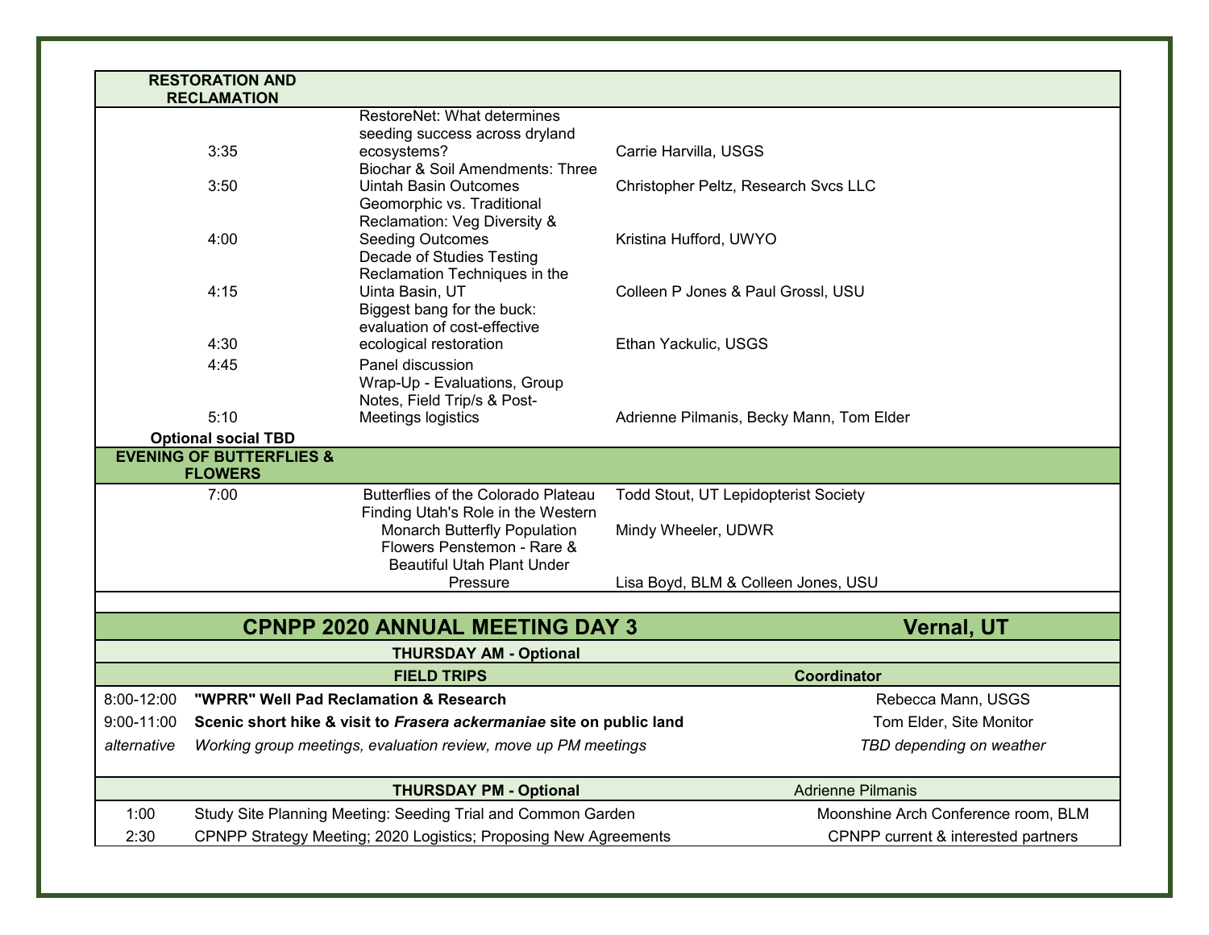| RESTORATION AND RECLAMATION | | |
|---|---|---|
| 3:35 | RestoreNet: What determines seeding success across dryland ecosystems? | Carrie Harvilla, USGS |
| 3:50 | Biochar & Soil Amendments: Three Uintah Basin Outcomes | Christopher Peltz, Research Svcs LLC |
| 4:00 | Geomorphic vs. Traditional Reclamation: Veg Diversity & Seeding Outcomes | Kristina Hufford, UWYO |
| 4:15 | Decade of Studies Testing Reclamation Techniques in the Uinta Basin, UT | Colleen P Jones & Paul Grossl, USU |
| 4:30 | Biggest bang for the buck: evaluation of cost-effective ecological restoration | Ethan Yackulic, USGS |
| 4:45 | Panel discussion | |
| 5:10 | Wrap-Up - Evaluations, Group Notes, Field Trip/s & Post-Meetings logistics | Adrienne Pilmanis, Becky Mann, Tom Elder |
| **Optional social TBD** | | |
| **EVENING OF BUTTERFLIES & FLOWERS** | | |
| 7:00 | Butterflies of the Colorado Plateau | Todd Stout, UT Lepidopterist Society |
| | Finding Utah's Role in the Western Monarch Butterfly Population | Mindy Wheeler, UDWR |
| | Flowers Penstemon - Rare & Beautiful Utah Plant Under Pressure | Lisa Boyd, BLM & Colleen Jones, USU |

## CPNPP 2020 ANNUAL MEETING DAY 3 — Vernal, UT

**THURSDAY AM - Optional**

| | FIELD TRIPS | Coordinator |
|---|---|---|
| 8:00-12:00 | **"WPRR" Well Pad Reclamation & Research** | Rebecca Mann, USGS |
| 9:00-11:00 | **Scenic short hike & visit to *Frasera ackermaniae* site on public land** | Tom Elder, Site Monitor |
| *alternative* | *Working group meetings, evaluation review, move up PM meetings* | *TBD depending on weather* |

| | **THURSDAY PM - Optional** | Adrienne Pilmanis |
|---|---|---|
| 1:00 | Study Site Planning Meeting: Seeding Trial and Common Garden | Moonshine Arch Conference room, BLM |
| 2:30 | CPNPP Strategy Meeting; 2020 Logistics; Proposing New Agreements | CPNPP current & interested partners |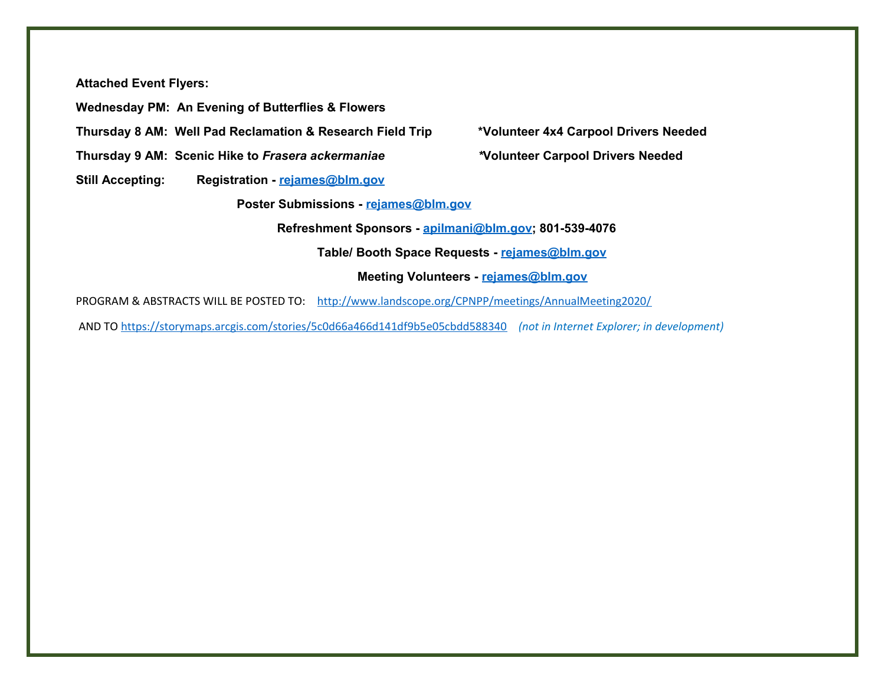**Attached Event Flyers:**

**Wednesday PM: An Evening of Butterflies & Flowers**

**Thursday 8 AM: Well Pad Reclamation & Research Field Trip** **\*Volunteer 4x4 Carpool Drivers Needed**

**Thursday 9 AM: Scenic Hike to *Frasera ackermaniae*** **\*Volunteer Carpool Drivers Needed**

**Still Accepting:** **Registration - [rejames@blm.gov](mailto:rejames@blm.gov)**

**Poster Submissions - [rejames@blm.gov](mailto:rejames@blm.gov)**

**Refreshment Sponsors - [apilmani@blm.gov](mailto:apilmani@blm.gov); 801-539-4076**

**Table/ Booth Space Requests - [rejames@blm.gov](mailto:rejames@blm.gov)**

**Meeting Volunteers - [rejames@blm.gov](mailto:rejames@blm.gov)**

PROGRAM & ABSTRACTS WILL BE POSTED TO: http://www.landscope.org/CPNPP/meetings/AnnualMeeting2020/

AND TO https://storymaps.arcgis.com/stories/5c0d66a466d141df9b5e05cbdd588340 *(not in Internet Explorer; in development)*